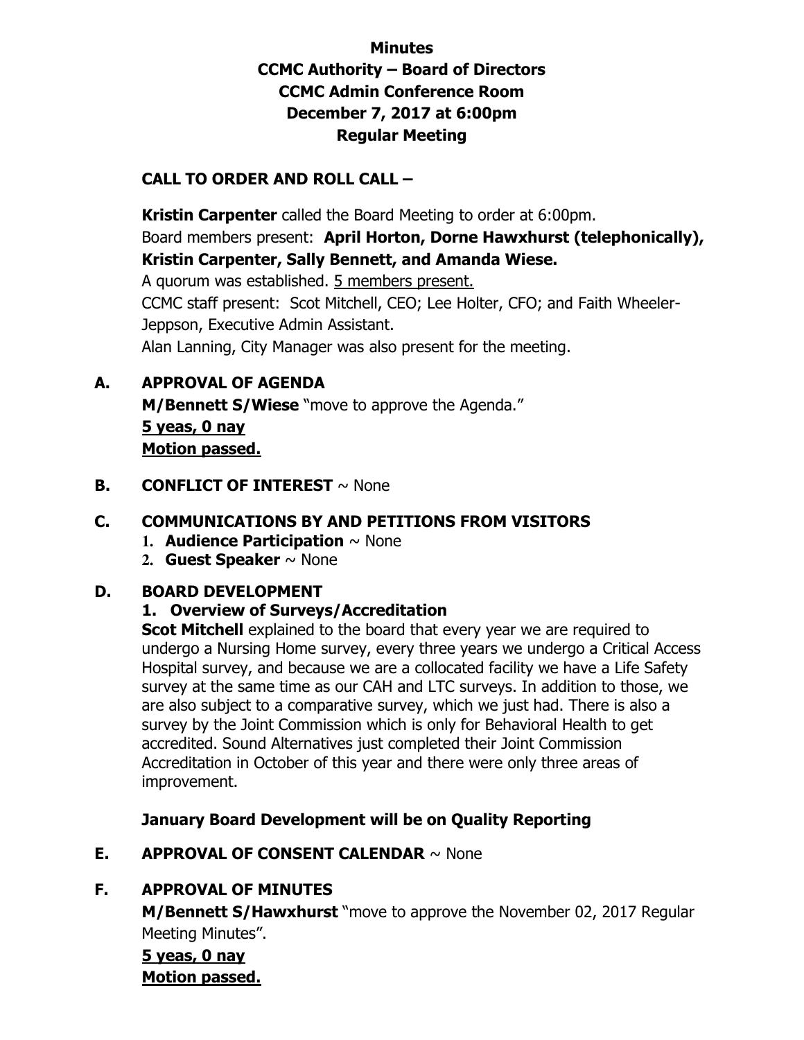**Minutes**
**CCMC Authority – Board of Directors**
**CCMC Admin Conference Room**
**December 7, 2017 at 6:00pm**
**Regular Meeting**

## CALL TO ORDER AND ROLL CALL –

**Kristin Carpenter** called the Board Meeting to order at 6:00pm.
Board members present: **April Horton, Dorne Hawxhurst (telephonically), Kristin Carpenter, Sally Bennett, and Amanda Wiese.**
A quorum was established. <u>5 members present.</u>
CCMC staff present: Scot Mitchell, CEO; Lee Holter, CFO; and Faith Wheeler-Jeppson, Executive Admin Assistant.
Alan Lanning, City Manager was also present for the meeting.

## A. APPROVAL OF AGENDA

**M/Bennett S/Wiese** "move to approve the Agenda."
**<u>5 yeas, 0 nay</u>**
**<u>Motion passed.</u>**

## B. CONFLICT OF INTEREST ~ None

## C. COMMUNICATIONS BY AND PETITIONS FROM VISITORS

1. **Audience Participation** ~ None
2. **Guest Speaker** ~ None

## D. BOARD DEVELOPMENT

### 1. Overview of Surveys/Accreditation

**Scot Mitchell** explained to the board that every year we are required to undergo a Nursing Home survey, every three years we undergo a Critical Access Hospital survey, and because we are a collocated facility we have a Life Safety survey at the same time as our CAH and LTC surveys. In addition to those, we are also subject to a comparative survey, which we just had. There is also a survey by the Joint Commission which is only for Behavioral Health to get accredited. Sound Alternatives just completed their Joint Commission Accreditation in October of this year and there were only three areas of improvement.

**January Board Development will be on Quality Reporting**

## E. APPROVAL OF CONSENT CALENDAR ~ None

## F. APPROVAL OF MINUTES

**M/Bennett S/Hawxhurst** "move to approve the November 02, 2017 Regular Meeting Minutes".
**<u>5 yeas, 0 nay</u>**
**<u>Motion passed.</u>**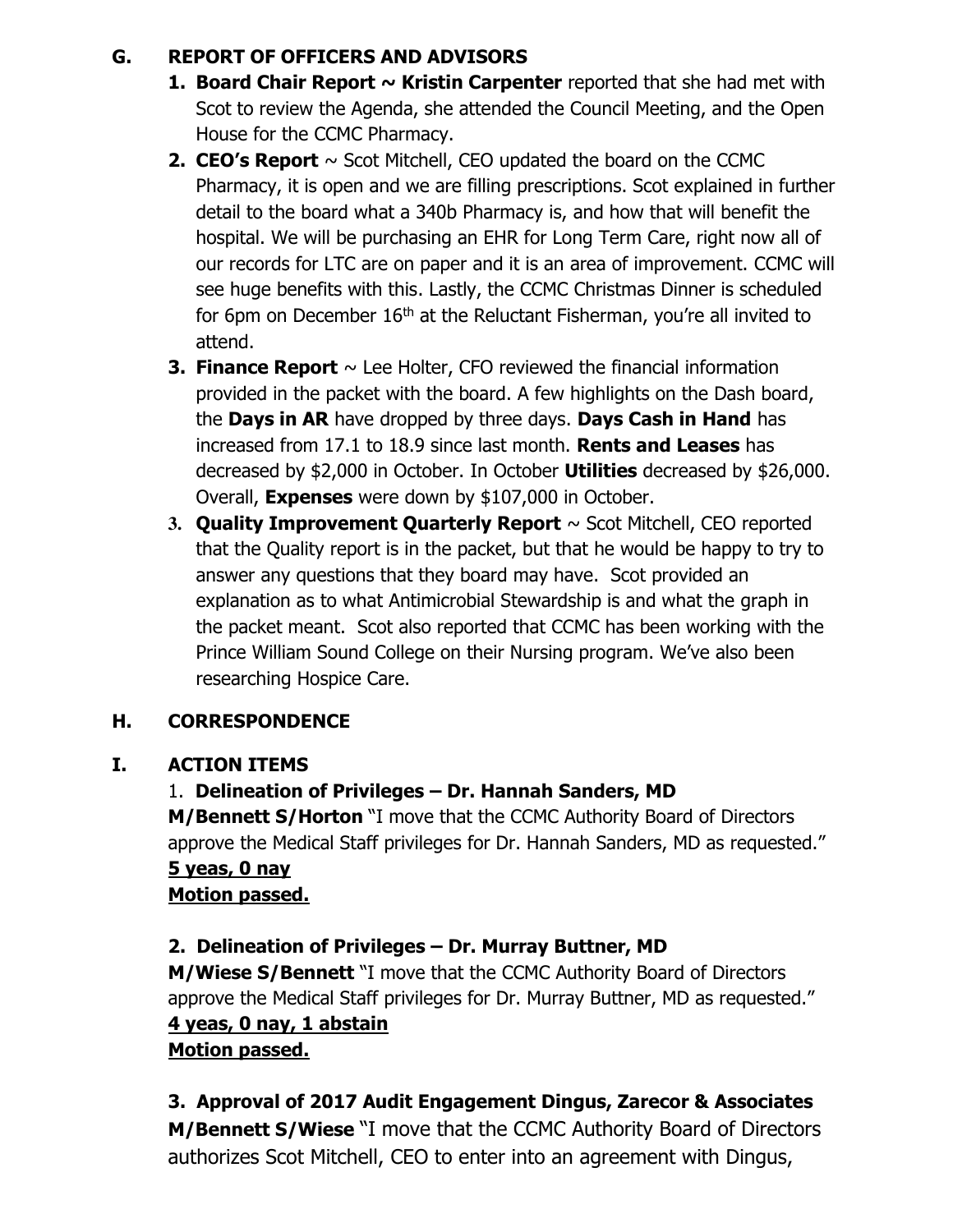## G. REPORT OF OFFICERS AND ADVISORS

1. **Board Chair Report ~ Kristin Carpenter** reported that she had met with Scot to review the Agenda, she attended the Council Meeting, and the Open House for the CCMC Pharmacy.
2. **CEO's Report** ~ Scot Mitchell, CEO updated the board on the CCMC Pharmacy, it is open and we are filling prescriptions. Scot explained in further detail to the board what a 340b Pharmacy is, and how that will benefit the hospital. We will be purchasing an EHR for Long Term Care, right now all of our records for LTC are on paper and it is an area of improvement. CCMC will see huge benefits with this. Lastly, the CCMC Christmas Dinner is scheduled for 6pm on December 16th at the Reluctant Fisherman, you're all invited to attend.
3. **Finance Report** ~ Lee Holter, CFO reviewed the financial information provided in the packet with the board. A few highlights on the Dash board, the **Days in AR** have dropped by three days. **Days Cash in Hand** has increased from 17.1 to 18.9 since last month. **Rents and Leases** has decreased by $2,000 in October. In October **Utilities** decreased by $26,000. Overall, **Expenses** were down by $107,000 in October.
4. **Quality Improvement Quarterly Report** ~ Scot Mitchell, CEO reported that the Quality report is in the packet, but that he would be happy to try to answer any questions that they board may have. Scot provided an explanation as to what Antimicrobial Stewardship is and what the graph in the packet meant. Scot also reported that CCMC has been working with the Prince William Sound College on their Nursing program. We've also been researching Hospice Care.

## H. CORRESPONDENCE

## I. ACTION ITEMS

1. **Delineation of Privileges – Dr. Hannah Sanders, MD**
**M/Bennett S/Horton** "I move that the CCMC Authority Board of Directors approve the Medical Staff privileges for Dr. Hannah Sanders, MD as requested."
**5 yeas, 0 nay**
**Motion passed.**

2. **Delineation of Privileges – Dr. Murray Buttner, MD**
**M/Wiese S/Bennett** "I move that the CCMC Authority Board of Directors approve the Medical Staff privileges for Dr. Murray Buttner, MD as requested."
**4 yeas, 0 nay, 1 abstain**
**Motion passed.**

3. **Approval of 2017 Audit Engagement Dingus, Zarecor & Associates**
**M/Bennett S/Wiese** "I move that the CCMC Authority Board of Directors authorizes Scot Mitchell, CEO to enter into an agreement with Dingus,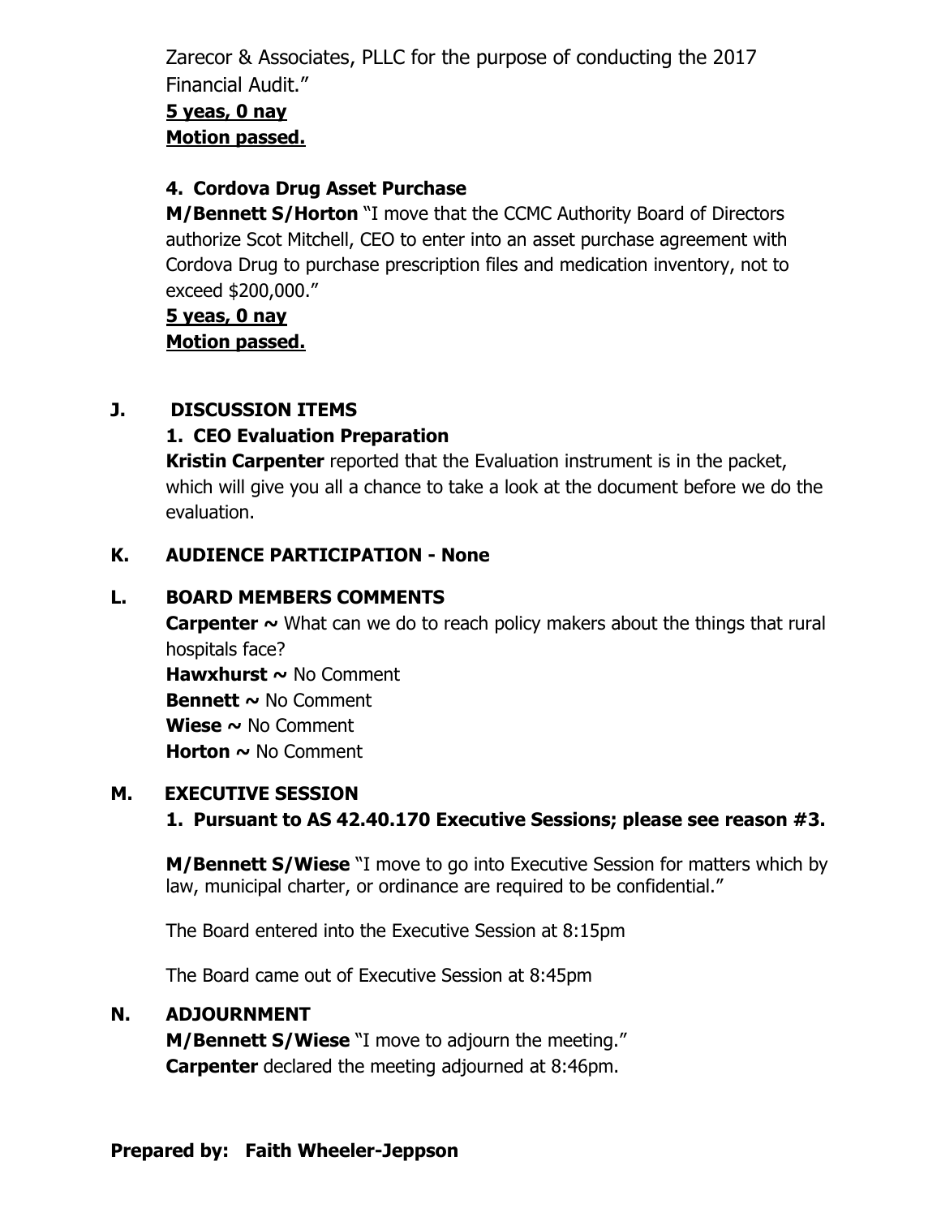Zarecor & Associates, PLLC for the purpose of conducting the 2017 Financial Audit."

**5 yeas, 0 nay**

**Motion passed.**

**4. Cordova Drug Asset Purchase**

**M/Bennett S/Horton** "I move that the CCMC Authority Board of Directors authorize Scot Mitchell, CEO to enter into an asset purchase agreement with Cordova Drug to purchase prescription files and medication inventory, not to exceed $200,000."

**5 yeas, 0 nay**

**Motion passed.**

## J. DISCUSSION ITEMS

**1. CEO Evaluation Preparation**

**Kristin Carpenter** reported that the Evaluation instrument is in the packet, which will give you all a chance to take a look at the document before we do the evaluation.

## K. AUDIENCE PARTICIPATION - None

## L. BOARD MEMBERS COMMENTS

**Carpenter ~** What can we do to reach policy makers about the things that rural hospitals face?

**Hawxhurst ~** No Comment

**Bennett ~** No Comment

**Wiese ~** No Comment

**Horton ~** No Comment

## M. EXECUTIVE SESSION

**1. Pursuant to AS 42.40.170 Executive Sessions; please see reason #3.**

**M/Bennett S/Wiese** "I move to go into Executive Session for matters which by law, municipal charter, or ordinance are required to be confidential."

The Board entered into the Executive Session at 8:15pm

The Board came out of Executive Session at 8:45pm

## N. ADJOURNMENT

**M/Bennett S/Wiese** "I move to adjourn the meeting."

**Carpenter** declared the meeting adjourned at 8:46pm.

**Prepared by: Faith Wheeler-Jeppson**